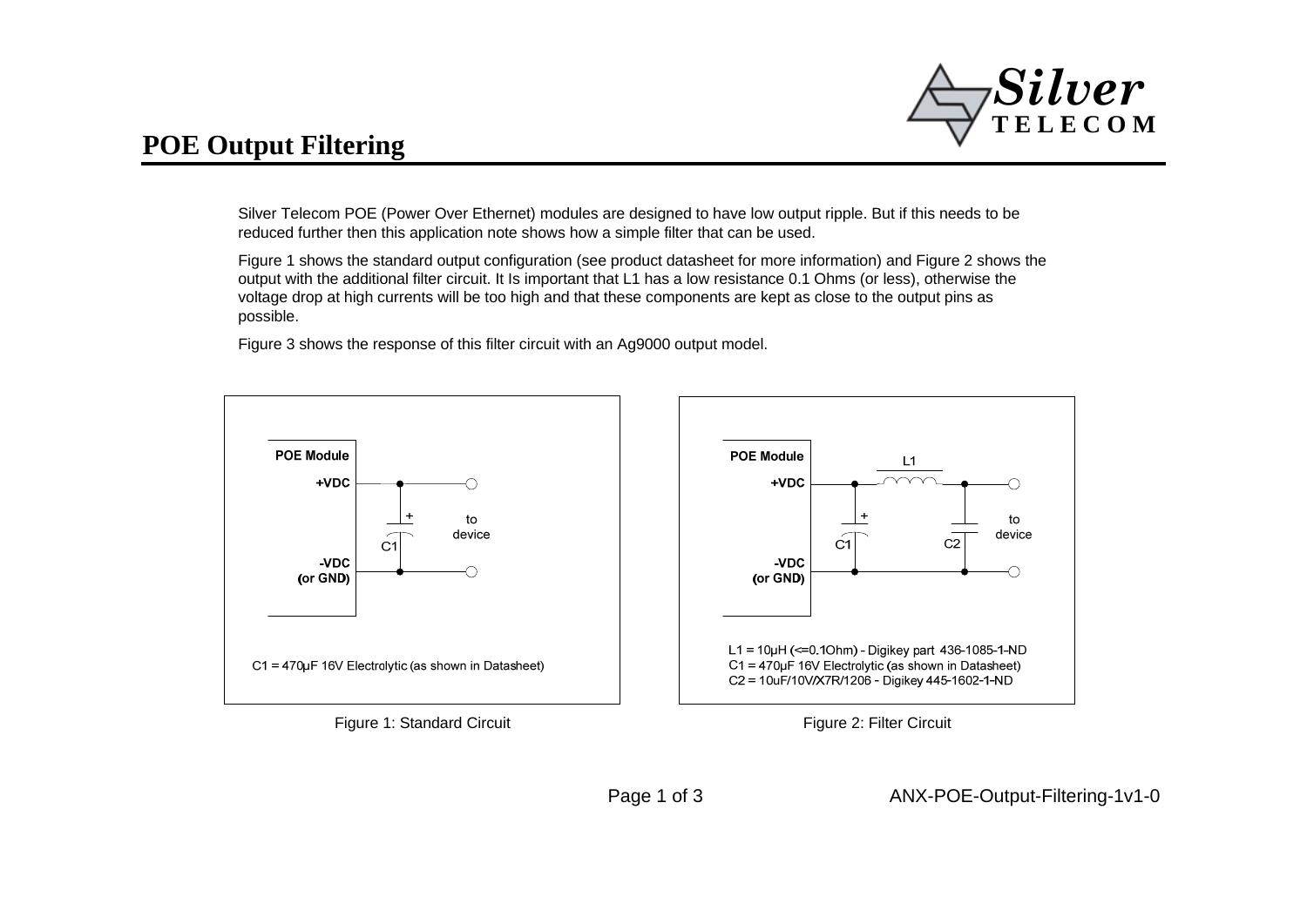# POE Output Filtering

Silver Telecom POE (Power Over Ethernet) modules are designed to have low output ripple. But if this needs to be reduced further then this application note shows how a simple filter that can be used.

Figure 1 shows the standard output configuration (see product datasheet for more information) and Figure 2 shows the output with the additional filter circuit. It Is important that L1 has a low resistance 0.1 Ohms (or less), otherwise the voltage drop at high currents will be too high and that these components are kept as close to the output pins as possible.

Figure 3 shows the response of this filter circuit with an Ag9000 output model.

POE Module
+VDC
-VDC
(or GND)
C1
to
device

C1 = 470µF 16V Electrolytic (as shown in Datasheet)

Figure 1: Standard Circuit

POE Module
+VDC
-VDC
(or GND)
L1
C1
C2
to
device

L1 = 10µH (<=0.1Ohm) - Digikey part 436-1085-1-ND
C1 = 470µF 16V Electrolytic (as shown in Datasheet)
C2 = 10uF/10V/X7R/1206 - Digikey 445-1602-1-ND

Figure 2: Filter Circuit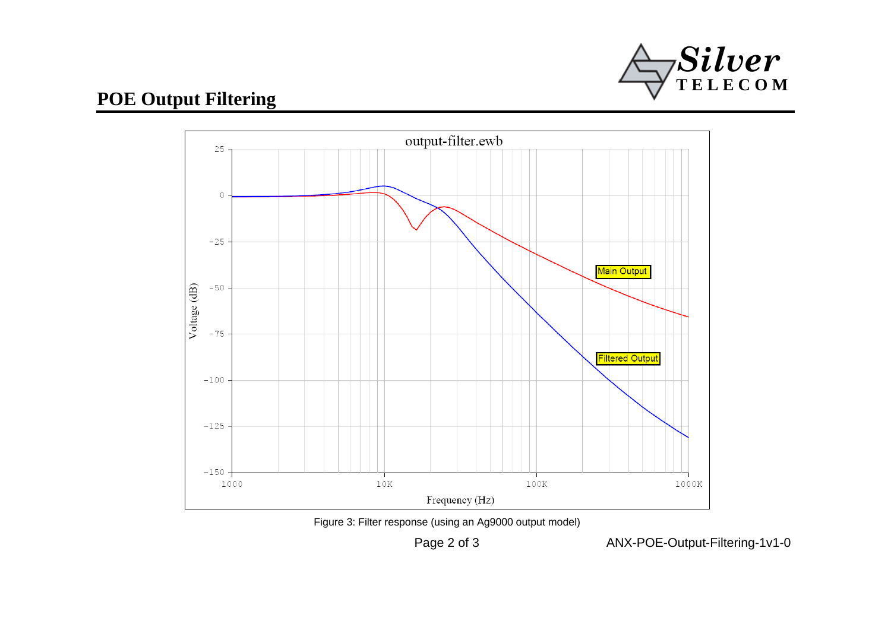## POE Output Filtering

Figure 3: Filter response (using an Ag9000 output model)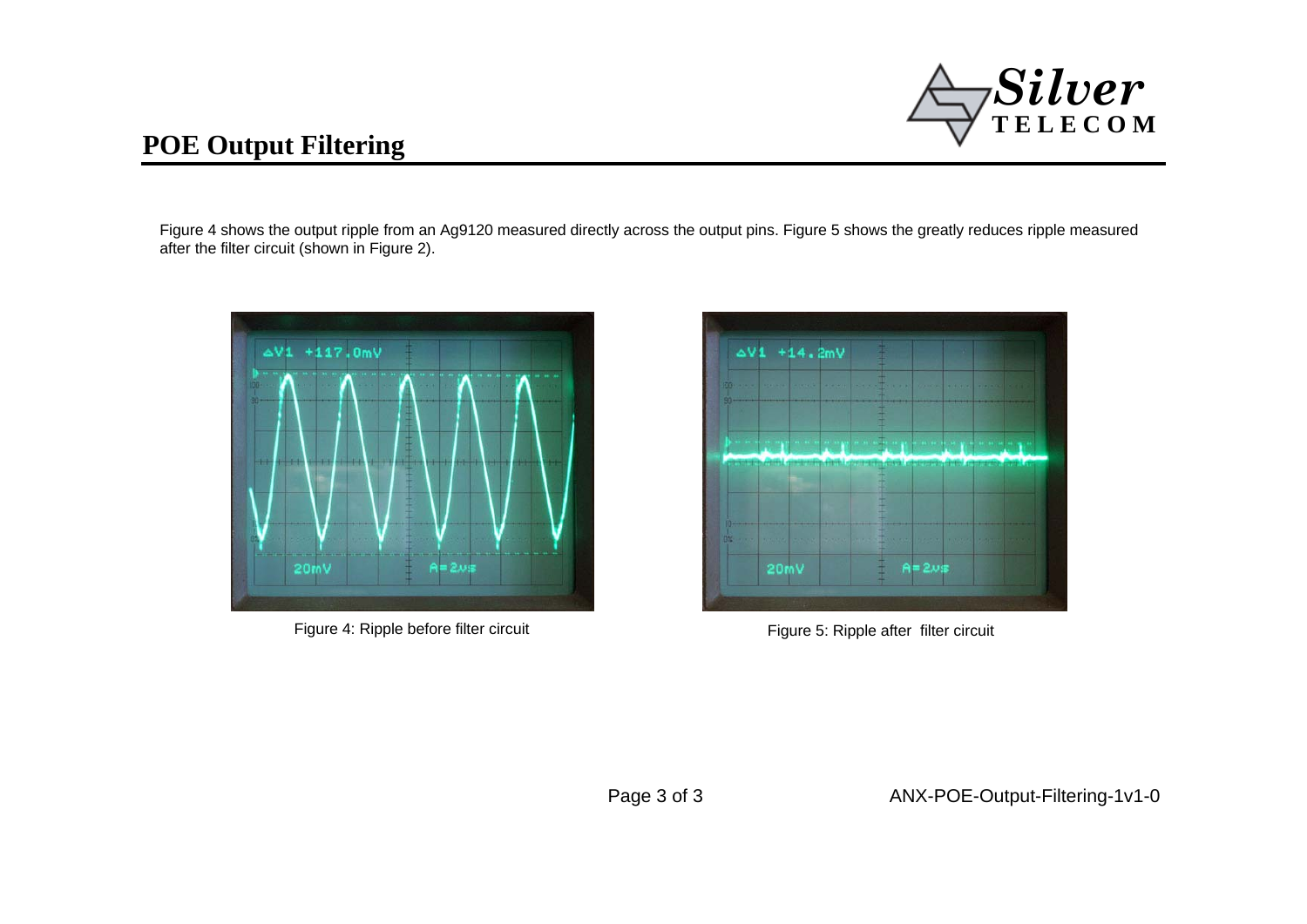# POE Output Filtering

Figure 4 shows the output ripple from an Ag9120 measured directly across the output pins. Figure 5 shows the greatly reduces ripple measured after the filter circuit (shown in Figure 2).

ΔV1 +117.0mV

20mV

A= 2μs

Figure 4: Ripple before filter circuit

ΔV1 +14.2mV

20mV

A= 2μs

Figure 5: Ripple after filter circuit